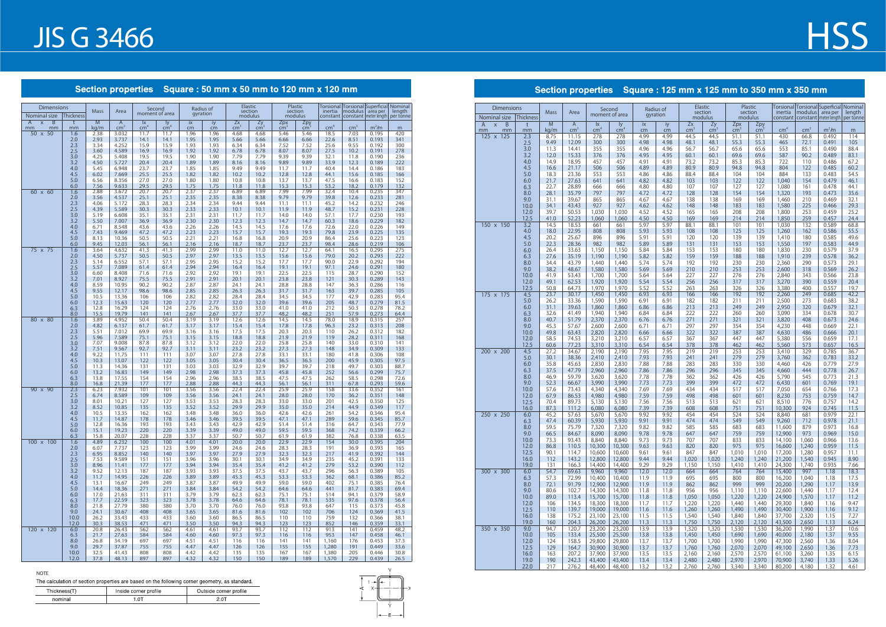# JIS G 3466

# HSS

## Section properties Square : 50 mm x 50 mm to 120 mm x 120 mm

| Nominal size A x B (mm) | Thickness t (mm) | Mass M (kg/m) | Area A (cm²) | Second moment of area Ix (cm⁴) | Iy (cm⁴) | Radius of gyration ix (cm) | iy (cm) | Elastic section modulus Zx (cm³) | Zy (cm³) | Plastic section modulus Zpx (cm³) | Zpy (cm³) | Torsional inertia constant (cm⁴) | Torsional modulus constant (cm³) | Superficial area per meter length (m²/m) | Nominal length per tonne (m) |
|---|---|---|---|---|---|---|---|---|---|---|---|---|---|---|---|
| 50 x 50 | 1.6 | 2.38 | 3.032 | 11.7 | 11.7 | 1.96 | 1.96 | 4.68 | 4.68 | 5.46 | 5.46 | 18.5 | 7.03 | 0.195 | 420 |
| | 2.0 | 2.93 | 3.737 | 14.1 | 14.1 | 1.95 | 1.95 | 5.66 | 5.66 | 6.66 | 6.66 | 22.6 | 8.51 | 0.193 | 341 |
| | 2.3 | 3.34 | 4.252 | 15.9 | 15.9 | 1.93 | 1.93 | 6.34 | 6.34 | 7.52 | 7.52 | 25.6 | 9.55 | 0.192 | 300 |
| | 2.5 | 3.60 | 4.589 | 16.9 | 16.9 | 1.92 | 1.92 | 6.78 | 6.78 | 8.07 | 8.07 | 27.5 | 10.2 | 0.191 | 278 |
| | 3.0 | 4.25 | 5.408 | 19.5 | 19.5 | 1.90 | 1.90 | 7.79 | 7.79 | 9.39 | 9.39 | 32.1 | 11.8 | 0.190 | 236 |
| | 3.2 | 4.50 | 5.727 | 20.4 | 20.4 | 1.89 | 1.89 | 8.16 | 8.16 | 9.89 | 9.89 | 33.9 | 12.3 | 0.189 | 222 |
| | 4.0 | 5.45 | 6.948 | 23.7 | 23.7 | 1.85 | 1.85 | 9.49 | 9.49 | 11.7 | 11.7 | 40.4 | 14.4 | 0.186 | 183 |
| | 4.5 | 6.02 | 7.669 | 25.5 | 25.5 | 1.82 | 1.82 | 10.2 | 10.2 | 12.8 | 12.8 | 44.1 | 15.6 | 0.185 | 166 |
| | 5.0 | 6.56 | 8.356 | 27.0 | 27.0 | 1.80 | 1.80 | 10.8 | 10.8 | 13.7 | 13.7 | 47.5 | 16.6 | 0.183 | 152 |
| | 6.0 | 7.56 | 9.633 | 29.5 | 29.5 | 1.75 | 1.75 | 11.8 | 11.8 | 15.3 | 15.3 | 53.2 | 18.2 | 0.179 | 132 |
| 60 x 60 | 1.6 | 2.88 | 3.672 | 20.7 | 20.7 | 2.37 | 2.37 | 6.89 | 6.89 | 7.99 | 7.99 | 32.4 | 10.4 | 0.235 | 347 |
| | 2.0 | 3.56 | 4.537 | 25.1 | 25.1 | 2.35 | 2.35 | 8.38 | 8.38 | 9.79 | 9.79 | 39.8 | 12.6 | 0.233 | 281 |
| | 2.3 | 4.06 | 5.172 | 28.3 | 28.3 | 2.34 | 2.34 | 9.44 | 9.44 | 11.1 | 11.1 | 45.2 | 14.2 | 0.232 | 246 |
| | 2.5 | 4.39 | 5.589 | 30.3 | 30.3 | 2.33 | 2.33 | 10.1 | 10.1 | 11.9 | 11.9 | 48.7 | 15.2 | 0.231 | 228 |
| | 3.0 | 5.19 | 6.608 | 35.1 | 35.1 | 2.31 | 2.31 | 11.7 | 11.7 | 14.0 | 14.0 | 57.1 | 17.7 | 0.230 | 193 |
| | 3.2 | 5.50 | 7.007 | 36.9 | 36.9 | 2.30 | 2.30 | 12.3 | 12.3 | 14.7 | 14.7 | 60.3 | 18.6 | 0.229 | 182 |
| | 4.0 | 6.71 | 8.548 | 43.6 | 43.6 | 2.26 | 2.26 | 14.5 | 14.5 | 17.6 | 17.6 | 72.6 | 22.0 | 0.226 | 149 |
| | 4.5 | 7.43 | 9.469 | 47.2 | 47.2 | 2.23 | 2.23 | 15.7 | 15.7 | 19.3 | 19.3 | 79.8 | 23.9 | 0.225 | 135 |
| | 5.0 | 8.13 | 10.36 | 50.5 | 50.5 | 2.21 | 2.21 | 16.8 | 16.8 | 20.9 | 20.9 | 86.4 | 25.6 | 0.223 | 123 |
| | 6.0 | 9.45 | 12.03 | 56.1 | 56.1 | 2.16 | 2.16 | 18.7 | 18.7 | 23.7 | 23.7 | 98.4 | 28.6 | 0.219 | 106 |
| 75 x 75 | 1.6 | 3.64 | 4.632 | 41.3 | 41.3 | 2.99 | 2.99 | 11.0 | 11.0 | 12.7 | 12.7 | 64.1 | 16.5 | 0.295 | 275 |
| | 2.0 | 4.50 | 5.737 | 50.5 | 50.5 | 2.97 | 2.97 | 13.5 | 13.5 | 15.6 | 15.6 | 79.0 | 20.2 | 0.293 | 222 |
| | 2.3 | 5.14 | 6.552 | 57.1 | 57.1 | 2.95 | 2.95 | 15.2 | 15.2 | 17.7 | 17.7 | 90.0 | 22.9 | 0.292 | 194 |
| | 2.5 | 5.57 | 7.089 | 61.4 | 61.4 | 2.94 | 2.94 | 16.4 | 16.4 | 19.1 | 19.1 | 97.1 | 24.6 | 0.291 | 180 |
| | 3.0 | 6.60 | 8.408 | 71.6 | 71.6 | 2.92 | 2.92 | 19.1 | 19.1 | 22.5 | 22.5 | 115 | 28.7 | 0.290 | 152 |
| | 3.2 | 7.01 | 8.927 | 75.5 | 75.5 | 2.91 | 2.91 | 20.1 | 20.1 | 23.8 | 23.8 | 121 | 30.3 | 0.289 | 143 |
| | 4.0 | 8.59 | 10.95 | 90.2 | 90.2 | 2.87 | 2.87 | 24.1 | 24.1 | 28.8 | 28.8 | 147 | 36.3 | 0.286 | 116 |
| | 4.5 | 9.55 | 12.17 | 98.6 | 98.6 | 2.85 | 2.85 | 26.3 | 26.3 | 31.7 | 31.7 | 163 | 39.7 | 0.285 | 105 |
| | 5.0 | 10.5 | 13.36 | 106 | 106 | 2.82 | 2.82 | 28.4 | 28.4 | 34.5 | 34.5 | 177 | 42.9 | 0.283 | 95.4 |
| | 6.0 | 12.3 | 15.63 | 120 | 120 | 2.77 | 2.77 | 32.0 | 32.0 | 39.6 | 39.6 | 205 | 48.7 | 0.279 | 81.5 |
| | 6.3 | 12.8 | 16.29 | 124 | 124 | 2.76 | 2.76 | 33.0 | 33.0 | 41.0 | 41.0 | 212 | 50.3 | 0.278 | 78.2 |
| | 8.0 | 15.5 | 19.79 | 141 | 141 | 2.67 | 2.67 | 37.7 | 37.7 | 48.2 | 48.2 | 251 | 57.9 | 0.273 | 64.4 |
| 80 x 80 | 1.6 | 3.89 | 4.952 | 50.4 | 50.4 | 3.19 | 3.19 | 12.6 | 12.6 | 14.5 | 14.5 | 78.0 | 18.9 | 0.315 | 257 |
| | 2.0 | 4.82 | 6.137 | 61.7 | 61.7 | 3.17 | 3.17 | 15.4 | 15.4 | 17.8 | 17.8 | 96.3 | 23.2 | 0.313 | 208 |
| | 2.3 | 5.51 | 7.012 | 69.9 | 69.9 | 3.16 | 3.16 | 17.5 | 17.5 | 20.3 | 20.3 | 110 | 26.2 | 0.312 | 182 |
| | 2.5 | 5.96 | 7.589 | 75.1 | 75.1 | 3.15 | 3.15 | 18.8 | 18.8 | 21.9 | 21.9 | 119 | 28.2 | 0.311 | 168 |
| | 3.0 | 7.07 | 9.008 | 87.8 | 87.8 | 3.12 | 3.12 | 22.0 | 22.0 | 25.8 | 25.8 | 140 | 33.0 | 0.310 | 141 |
| | 3.2 | 7.51 | 9.567 | 92.7 | 92.7 | 3.11 | 3.11 | 23.2 | 23.2 | 27.3 | 27.3 | 148 | 34.9 | 0.309 | 133 |
| | 4.0 | 9.22 | 11.75 | 111 | 111 | 3.07 | 3.07 | 27.8 | 27.8 | 33.1 | 33.1 | 180 | 41.8 | 0.306 | 108 |
| | 4.5 | 10.3 | 13.07 | 122 | 122 | 3.05 | 3.05 | 30.4 | 30.4 | 36.5 | 36.5 | 200 | 45.9 | 0.305 | 97.5 |
| | 5.0 | 11.3 | 14.36 | 131 | 131 | 3.03 | 3.03 | 32.9 | 32.9 | 39.7 | 39.7 | 218 | 49.7 | 0.303 | 88.7 |
| | 6.0 | 13.2 | 16.83 | 149 | 149 | 2.98 | 2.98 | 37.3 | 37.3 | 45.8 | 45.8 | 252 | 56.6 | 0.299 | 75.7 |
| | 6.3 | 13.8 | 17.55 | 154 | 154 | 2.96 | 2.96 | 38.5 | 38.5 | 47.5 | 47.5 | 262 | 58.5 | 0.298 | 72.6 |
| | 8.0 | 16.8 | 21.39 | 177 | 177 | 2.88 | 2.88 | 44.3 | 44.3 | 56.1 | 56.1 | 311 | 67.8 | 0.293 | 59.6 |
| 90 x 90 | 2.3 | 6.23 | 7.932 | 101 | 101 | 3.56 | 3.56 | 22.4 | 22.4 | 25.9 | 25.9 | 158 | 33.6 | 0.352 | 161 |
| | 2.5 | 6.74 | 8.589 | 109 | 109 | 3.56 | 3.56 | 24.1 | 24.1 | 28.0 | 28.0 | 170 | 36.2 | 0.351 | 148 |
| | 3.0 | 8.01 | 10.21 | 127 | 127 | 3.53 | 3.53 | 28.3 | 28.3 | 33.0 | 33.0 | 201 | 42.5 | 0.350 | 125 |
| | 3.2 | 8.52 | 10.85 | 135 | 135 | 3.52 | 3.52 | 29.9 | 29.9 | 35.0 | 35.0 | 214 | 44.9 | 0.349 | 117 |
| | 4.0 | 10.5 | 13.35 | 162 | 162 | 3.48 | 3.48 | 36.0 | 36.0 | 42.6 | 42.6 | 261 | 54.2 | 0.346 | 95.4 |
| | 4.5 | 11.7 | 14.87 | 178 | 178 | 3.46 | 3.46 | 39.5 | 39.5 | 47.1 | 47.1 | 289 | 59.6 | 0.345 | 85.7 |
| | 5.0 | 12.8 | 16.36 | 193 | 193 | 3.43 | 3.43 | 42.9 | 42.9 | 51.4 | 51.4 | 316 | 64.7 | 0.343 | 77.9 |
| | 6.0 | 15.1 | 19.23 | 220 | 220 | 3.39 | 3.39 | 49.0 | 49.0 | 59.5 | 59.5 | 368 | 74.2 | 0.339 | 66.2 |
| | 6.3 | 15.8 | 20.07 | 228 | 228 | 3.37 | 3.37 | 50.7 | 50.7 | 61.9 | 61.9 | 382 | 76.8 | 0.338 | 63.5 |
| 100 x 100 | 1.6 | 4.89 | 6.232 | 100 | 100 | 4.01 | 4.01 | 20.0 | 20.0 | 22.9 | 22.9 | 154 | 30.0 | 0.395 | 204 |
| | 2.0 | 6.07 | 7.737 | 123 | 123 | 3.99 | 3.99 | 24.6 | 24.6 | 28.3 | 28.3 | 191 | 36.9 | 0.393 | 165 |
| | 2.3 | 6.95 | 8.852 | 140 | 140 | 3.97 | 3.97 | 27.9 | 27.9 | 32.3 | 32.3 | 217 | 41.9 | 0.392 | 144 |
| | 2.5 | 7.53 | 9.589 | 151 | 151 | 3.96 | 3.96 | 30.1 | 30.1 | 34.9 | 34.9 | 235 | 45.2 | 0.391 | 133 |
| | 3.0 | 8.96 | 11.41 | 177 | 177 | 3.94 | 3.94 | 35.4 | 35.4 | 41.2 | 41.2 | 279 | 53.2 | 0.390 | 112 |
| | 3.2 | 9.52 | 12.13 | 187 | 187 | 3.93 | 3.93 | 37.5 | 37.5 | 43.7 | 43.7 | 296 | 56.3 | 0.389 | 105 |
| | 4.0 | 11.7 | 14.95 | 226 | 226 | 3.89 | 3.89 | 45.3 | 45.3 | 53.3 | 53.3 | 362 | 68.1 | 0.386 | 85.2 |
| | 4.5 | 13.1 | 16.67 | 249 | 249 | 3.87 | 3.87 | 49.9 | 49.9 | 59.0 | 59.0 | 402 | 75.1 | 0.385 | 76.4 |
| | 5.0 | 14.4 | 18.36 | 271 | 271 | 3.84 | 3.84 | 54.2 | 54.2 | 64.6 | 64.6 | 441 | 81.7 | 0.383 | 69.4 |
| | 6.0 | 17.0 | 21.63 | 311 | 311 | 3.79 | 3.79 | 62.3 | 62.3 | 75.1 | 75.1 | 514 | 94.1 | 0.379 | 58.9 |
| | 6.3 | 17.7 | 22.59 | 323 | 323 | 3.78 | 3.78 | 64.6 | 64.6 | 78.1 | 78.1 | 535 | 97.6 | 0.378 | 56.4 |
| | 8.0 | 21.8 | 27.79 | 380 | 380 | 3.70 | 3.70 | 76.0 | 76.0 | 93.8 | 93.8 | 647 | 115 | 0.373 | 45.8 |
| | 9.0 | 24.1 | 30.67 | 408 | 408 | 3.65 | 3.65 | 81.6 | 81.6 | 102 | 102 | 706 | 124 | 0.369 | 41.5 |
| | 10.0 | 26.2 | 33.43 | 433 | 433 | 3.60 | 3.60 | 86.5 | 86.5 | 110 | 110 | 759 | 132 | 0.366 | 38.1 |
| | 12.0 | 30.3 | 38.53 | 471 | 471 | 3.50 | 3.50 | 94.3 | 94.3 | 123 | 123 | 852 | 146 | 0.359 | 33.1 |
| 120 x 120 | 6.0 | 20.8 | 26.43 | 562 | 562 | 4.61 | 4.61 | 93.7 | 93.7 | 112 | 112 | 913 | 141 | 0.459 | 48.2 |
| | 6.3 | 21.7 | 27.63 | 584 | 584 | 4.60 | 4.60 | 97.3 | 97.3 | 116 | 116 | 953 | 147 | 0.458 | 46.1 |
| | 8.0 | 26.8 | 34.19 | 697 | 697 | 4.51 | 4.51 | 116 | 116 | 141 | 141 | 1,160 | 176 | 0.453 | 37.3 |
| | 9.0 | 29.7 | 37.87 | 755 | 755 | 4.47 | 4.47 | 126 | 126 | 155 | 155 | 1,280 | 191 | 0.449 | 33.6 |
| | 10.0 | 32.5 | 41.43 | 808 | 808 | 4.42 | 4.42 | 135 | 135 | 167 | 167 | 1,380 | 205 | 0.446 | 30.8 |
| | 12.0 | 37.8 | 48.13 | 897 | 897 | 4.32 | 4.32 | 150 | 150 | 189 | 189 | 1,570 | 229 | 0.439 | 26.5 |

NOTE

The calculation of section properties are based on the following corner geometry, as standard.

| Thickness(T) | Inside corner profile | Outside corner profile |
|---|---|---|
| nominal | 1.0T | 2.0T |

## Section properties Square : 125 mm x 125 mm to 350 mm x 350 mm

| Nominal size A x B (mm) | Thickness t (mm) | Mass M (kg/m) | Area A (cm²) | Second moment of area Ix (cm⁴) | Iy (cm⁴) | Radius of gyration ix (cm) | iy (cm) | Elastic section modulus Zx (cm³) | Zy (cm³) | Plastic section modulus Zpx (cm³) | Zpy (cm³) | Torsional inertia constant (cm⁴) | Torsional modulus constant (cm³) | Superficial area per meter length (m²/m) | Nominal length per tonne (m) |
|---|---|---|---|---|---|---|---|---|---|---|---|---|---|---|---|
| 125 x 125 | 2.3 | 8.75 | 11.15 | 278 | 278 | 4.99 | 4.99 | 44.5 | 44.5 | 51.1 | 51.1 | 430 | 66.8 | 0.492 | 114 |
| | 2.5 | 9.49 | 12.09 | 300 | 300 | 4.98 | 4.98 | 48.1 | 48.1 | 55.3 | 55.3 | 465 | 72.1 | 0.491 | 105 |
| | 3.0 | 11.3 | 14.41 | 355 | 355 | 4.96 | 4.96 | 56.7 | 56.7 | 65.6 | 65.6 | 553 | 85.1 | 0.490 | 88.4 |
| | 3.2 | 12.0 | 15.33 | 376 | 376 | 4.95 | 4.95 | 60.1 | 60.1 | 69.6 | 69.6 | 587 | 90.2 | 0.489 | 83.1 |
| | 4.0 | 14.9 | 18.95 | 457 | 457 | 4.91 | 4.91 | 73.2 | 73.2 | 85.3 | 85.3 | 722 | 110 | 0.486 | 67.2 |
| | 4.5 | 16.6 | 21.17 | 506 | 506 | 4.89 | 4.89 | 80.9 | 80.9 | 94.8 | 94.8 | 804 | 122 | 0.485 | 60.2 |
| | 5.0 | 18.3 | 23.36 | 553 | 553 | 4.86 | 4.86 | 88.4 | 88.4 | 104 | 104 | 884 | 133 | 0.483 | 54.5 |
| | 6.0 | 21.7 | 27.63 | 641 | 641 | 4.82 | 4.82 | 103 | 103 | 122 | 122 | 1,040 | 154 | 0.479 | 46.1 |
| | 6.3 | 22.7 | 28.89 | 666 | 666 | 4.80 | 4.80 | 107 | 107 | 127 | 127 | 1,080 | 161 | 0.478 | 44.1 |
| | 8.0 | 28.1 | 35.79 | 797 | 797 | 4.72 | 4.72 | 128 | 128 | 154 | 154 | 1,320 | 193 | 0.473 | 35.6 |
| | 9.0 | 31.1 | 39.67 | 865 | 865 | 4.67 | 4.67 | 138 | 138 | 169 | 169 | 1,460 | 210 | 0.469 | 32.1 |
| | 10.0 | 34.1 | 43.43 | 927 | 927 | 4.62 | 4.62 | 148 | 148 | 183 | 183 | 1,580 | 225 | 0.466 | 29.3 |
| | 12.0 | 39.7 | 50.53 | 1,030 | 1,030 | 4.52 | 4.52 | 165 | 165 | 208 | 208 | 1,800 | 253 | 0.459 | 25.2 |
| | 12.5 | 41.0 | 52.23 | 1,060 | 1,060 | 4.50 | 4.50 | 169 | 169 | 214 | 214 | 1,850 | 259 | 0.457 | 24.4 |
| 150 x 150 | 3.2 | 14.5 | 18.53 | 661 | 661 | 5.97 | 5.97 | 88.1 | 88.1 | 101 | 101 | 1,030 | 132 | 0.589 | 68.8 |
| | 4.0 | 18.0 | 22.95 | 808 | 808 | 5.93 | 5.93 | 108 | 108 | 125 | 125 | 1,260 | 162 | 0.586 | 55.5 |
| | 4.5 | 20.2 | 25.67 | 896 | 896 | 5.91 | 5.91 | 120 | 120 | 139 | 139 | 1,410 | 180 | 0.585 | 49.6 |
| | 5.0 | 22.3 | 28.36 | 982 | 982 | 5.89 | 5.89 | 131 | 131 | 153 | 153 | 1,550 | 197 | 0.583 | 44.9 |
| | 6.0 | 26.4 | 33.63 | 1,150 | 1,150 | 5.84 | 5.84 | 153 | 153 | 180 | 180 | 1,830 | 230 | 0.579 | 37.9 |
| | 6.3 | 27.6 | 35.19 | 1,190 | 1,190 | 5.82 | 5.82 | 159 | 159 | 188 | 188 | 1,910 | 239 | 0.578 | 36.2 |
| | 8.0 | 34.4 | 43.79 | 1,440 | 1,440 | 5.74 | 5.74 | 192 | 192 | 230 | 230 | 2,360 | 290 | 0.573 | 29.1 |
| | 9.0 | 38.2 | 48.67 | 1,580 | 1,580 | 5.69 | 5.69 | 210 | 210 | 253 | 253 | 2,600 | 318 | 0.569 | 26.2 |
| | 10.0 | 41.9 | 53.43 | 1,700 | 1,700 | 5.64 | 5.64 | 227 | 227 | 276 | 276 | 2,840 | 343 | 0.566 | 23.8 |
| | 12.0 | 49.1 | 62.53 | 1,920 | 1,920 | 5.54 | 5.54 | 256 | 256 | 317 | 317 | 3,270 | 390 | 0.559 | 20.4 |
| | 12.5 | 50.8 | 64.73 | 1,970 | 1,970 | 5.52 | 5.52 | 263 | 263 | 326 | 326 | 3,380 | 400 | 0.557 | 19.7 |
| 175 x 175 | 4.5 | 23.7 | 30.17 | 1,450 | 1,450 | 6.93 | 6.93 | 166 | 166 | 192 | 192 | 2,260 | 249 | 0.685 | 42.2 |
| | 5.0 | 26.2 | 33.36 | 1,590 | 1,590 | 6.91 | 6.91 | 182 | 182 | 211 | 211 | 2,500 | 273 | 0.683 | 38.2 |
| | 6.0 | 31.1 | 39.63 | 1,860 | 1,860 | 6.86 | 6.86 | 213 | 213 | 249 | 249 | 2,950 | 320 | 0.679 | 32.1 |
| | 6.3 | 32.6 | 41.49 | 1,940 | 1,940 | 6.84 | 6.84 | 222 | 222 | 260 | 260 | 3,090 | 334 | 0.678 | 30.7 |
| | 8.0 | 40.7 | 51.79 | 2,370 | 2,370 | 6.76 | 6.76 | 271 | 271 | 321 | 321 | 3,820 | 408 | 0.673 | 24.6 |
| | 9.0 | 45.3 | 57.67 | 2,600 | 2,600 | 6.71 | 6.71 | 297 | 297 | 354 | 354 | 4,230 | 448 | 0.669 | 22.1 |
| | 10.0 | 49.8 | 63.43 | 2,820 | 2,820 | 6.66 | 6.66 | 322 | 322 | 387 | 387 | 4,630 | 486 | 0.666 | 20.1 |
| | 12.0 | 58.5 | 74.53 | 3,210 | 3,210 | 6.57 | 6.57 | 367 | 367 | 447 | 447 | 5,380 | 556 | 0.659 | 17.1 |
| | 12.5 | 60.6 | 77.23 | 3,310 | 3,310 | 6.54 | 6.54 | 378 | 378 | 462 | 462 | 5,560 | 573 | 0.657 | 16.5 |
| 200 x 200 | 4.5 | 27.2 | 34.67 | 2,190 | 2,190 | 7.95 | 7.95 | 219 | 219 | 253 | 253 | 3,410 | 329 | 0.785 | 36.7 |
| | 5.0 | 30.1 | 38.36 | 2,410 | 2,410 | 7.93 | 7.93 | 241 | 241 | 279 | 279 | 3,760 | 362 | 0.783 | 33.2 |
| | 6.0 | 35.8 | 45.63 | 2,830 | 2,830 | 7.88 | 7.88 | 283 | 283 | 330 | 330 | 4,460 | 426 | 0.779 | 27.9 |
| | 6.3 | 37.5 | 47.79 | 2,960 | 2,960 | 7.86 | 7.86 | 296 | 296 | 345 | 345 | 4,660 | 444 | 0.778 | 26.7 |
| | 8.0 | 46.9 | 59.79 | 3,620 | 3,620 | 7.78 | 7.78 | 362 | 362 | 426 | 426 | 5,790 | 545 | 0.773 | 21.3 |
| | 9.0 | 52.3 | 66.67 | 3,990 | 3,990 | 7.73 | 7.73 | 399 | 399 | 472 | 472 | 6,430 | 601 | 0.769 | 19.1 |
| | 10.0 | 57.6 | 73.43 | 4,340 | 4,340 | 7.69 | 7.69 | 434 | 434 | 517 | 517 | 7,050 | 654 | 0.766 | 17.3 |
| | 12.0 | 67.9 | 86.53 | 4,980 | 4,980 | 7.59 | 7.59 | 498 | 498 | 601 | 601 | 8,230 | 753 | 0.759 | 14.7 |
| | 12.5 | 70.4 | 89.73 | 5,130 | 5,130 | 7.56 | 7.56 | 513 | 513 | 621 | 621 | 8,510 | 776 | 0.757 | 14.2 |
| | 16.0 | 87.3 | 111.2 | 6,080 | 6,080 | 7.39 | 7.39 | 608 | 608 | 751 | 751 | 10,300 | 924 | 0.745 | 11.5 |
| 250 x 250 | 6.0 | 45.2 | 57.63 | 5,670 | 5,670 | 9.92 | 9.92 | 454 | 454 | 524 | 524 | 8,840 | 681 | 0.979 | 22.1 |
| | 6.3 | 47.4 | 60.39 | 5,930 | 5,930 | 9.91 | 9.91 | 474 | 474 | 549 | 549 | 9,260 | 712 | 0.978 | 21.1 |
| | 8.0 | 59.5 | 75.79 | 7,320 | 7,320 | 9.82 | 9.82 | 585 | 585 | 683 | 683 | 11,600 | 879 | 0.973 | 16.8 |
| | 9.0 | 66.5 | 84.67 | 8,090 | 8,090 | 9.78 | 9.78 | 647 | 647 | 759 | 759 | 12,900 | 973 | 0.969 | 15.0 |
| | 10.0 | 73.3 | 93.43 | 8,840 | 8,840 | 9.73 | 9.73 | 707 | 707 | 833 | 833 | 14,100 | 1,060 | 0.966 | 13.6 |
| | 12.0 | 86.8 | 110.5 | 10,300 | 10,300 | 9.63 | 9.63 | 820 | 820 | 975 | 975 | 16,600 | 1,240 | 0.959 | 11.5 |
| | 12.5 | 90.1 | 114.7 | 10,600 | 10,600 | 9.61 | 9.61 | 847 | 847 | 1,010 | 1,010 | 17,200 | 1,280 | 0.957 | 11.1 |
| | 16.0 | 112 | 143.2 | 12,800 | 12,800 | 9.44 | 9.44 | 1,020 | 1,020 | 1,240 | 1,240 | 21,200 | 1,540 | 0.945 | 8.90 |
| | 19.0 | 131 | 166.3 | 14,400 | 14,400 | 9.29 | 9.29 | 1,150 | 1,150 | 1,410 | 1,410 | 24,300 | 1,740 | 0.935 | 7.66 |
| 300 x 300 | 6.0 | 54.7 | 69.63 | 9,960 | 9,960 | 12.0 | 12.0 | 664 | 664 | 764 | 764 | 15,400 | 997 | 1.18 | 18.3 |
| | 6.3 | 57.3 | 72.99 | 10,400 | 10,400 | 11.9 | 11.9 | 695 | 695 | 800 | 800 | 16,200 | 1,040 | 1.18 | 17.5 |
| | 8.0 | 72.1 | 91.79 | 12,900 | 12,900 | 11.9 | 11.9 | 862 | 862 | 999 | 999 | 20,200 | 1,290 | 1.17 | 13.9 |
| | 9.0 | 80.6 | 102.7 | 14,300 | 14,300 | 11.8 | 11.8 | 956 | 956 | 1,110 | 1,110 | 22,600 | 1,440 | 1.17 | 12.4 |
| | 10.0 | 89.0 | 113.4 | 15,700 | 15,700 | 11.8 | 11.8 | 1,050 | 1,050 | 1,220 | 1,220 | 24,900 | 1,570 | 1.17 | 11.2 |
| | 12.0 | 106 | 134.5 | 18,300 | 18,300 | 11.7 | 11.7 | 1,220 | 1,220 | 1,440 | 1,440 | 29,300 | 1,840 | 1.16 | 9.47 |
| | 12.5 | 110 | 139.7 | 19,000 | 19,000 | 11.6 | 11.6 | 1,260 | 1,260 | 1,490 | 1,490 | 30,400 | 1,900 | 1.16 | 9.12 |
| | 16.0 | 138 | 175.2 | 23,100 | 23,100 | 11.5 | 11.5 | 1,540 | 1,540 | 1,840 | 1,840 | 37,700 | 2,320 | 1.15 | 7.27 |
| | 19.0 | 160 | 204.3 | 26,200 | 26,200 | 11.3 | 11.3 | 1,750 | 1,750 | 2,120 | 2,120 | 43,500 | 2,650 | 1.13 | 6.24 |
| 350 x 350 | 9.0 | 94.7 | 120.7 | 23,200 | 23,200 | 13.9 | 13.9 | 1,320 | 1,320 | 1,530 | 1,530 | 36,200 | 1,990 | 1.37 | 10.6 |
| | 10.0 | 105 | 133.4 | 25,500 | 25,500 | 13.8 | 13.8 | 1,450 | 1,450 | 1,690 | 1,690 | 40,000 | 2,180 | 1.37 | 9.55 |
| | 12.0 | 124 | 158.5 | 29,800 | 29,800 | 13.7 | 13.7 | 1,700 | 1,700 | 1,990 | 1,990 | 47,300 | 2,560 | 1.36 | 8.04 |
| | 12.5 | 129 | 164.7 | 30,900 | 30,900 | 13.7 | 13.7 | 1,760 | 1,760 | 2,070 | 2,070 | 49,100 | 2,650 | 1.36 | 7.73 |
| | 16.0 | 163 | 207.2 | 37,900 | 37,900 | 13.5 | 13.5 | 2,160 | 2,160 | 2,570 | 2,570 | 61,100 | 3,260 | 1.35 | 6.15 |
| | 19.0 | 190 | 242.3 | 43,400 | 43,400 | 13.4 | 13.4 | 2,480 | 2,480 | 2,970 | 2,970 | 70,900 | 3,740 | 1.33 | 5.26 |
| | 22.0 | 217 | 276.2 | 48,400 | 48,400 | 13.2 | 13.2 | 2,760 | 2,760 | 3,340 | 3,340 | 80,200 | 4,180 | 1.32 | 4.61 |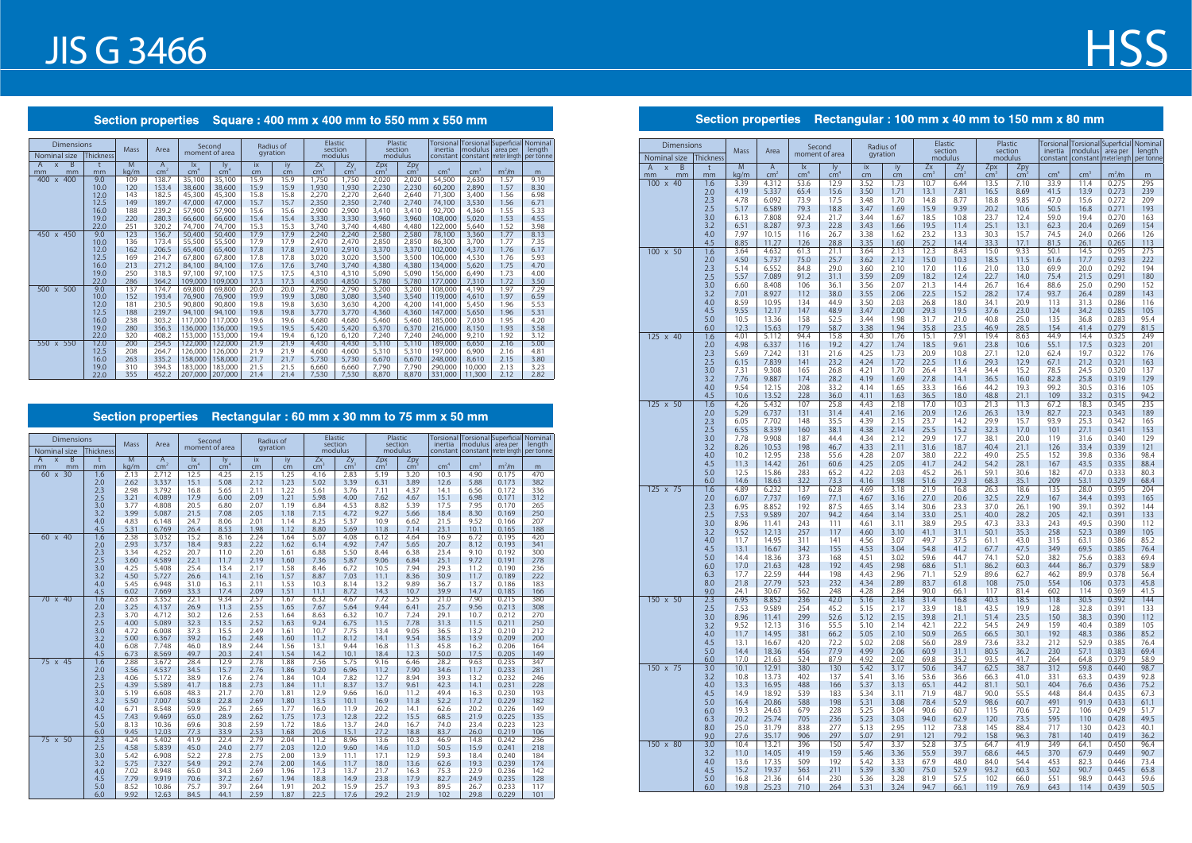# JIS G 3466

# HSS

## Section properties Square : 400 mm x 400 mm to 550 mm x 550 mm

| Nominal size A x B | Thickness t | Mass M | Area A | Second moment of area Ix | Iy | Radius of gyration ix | iy | Elastic section modulus Zx | Zy | Plastic section modulus Zpx | Zpy | Torsional inertia constant | Torsional modulus constant | Superficial area per meter length | Nominal length per tonne |
|---|---|---|---|---|---|---|---|---|---|---|---|---|---|---|---|
| mm x mm | mm | kg/m | cm² | cm⁴ | cm⁴ | cm | cm | cm³ | cm³ | cm³ | cm³ | cm⁴ | cm³ | m²/m | m |
| 400 x 400 | 9.0 | 109 | 138.7 | 35,100 | 35,100 | 15.9 | 15.9 | 1,750 | 1,750 | 2,020 | 2,020 | 54,500 | 2,630 | 1.57 | 9.19 |
| | 10.0 | 120 | 153.4 | 38,600 | 38,600 | 15.9 | 15.9 | 1,930 | 1,930 | 2,230 | 2,230 | 60,200 | 2,890 | 1.57 | 8.30 |
| | 12.0 | 143 | 182.5 | 45,300 | 45,300 | 15.8 | 15.8 | 2,270 | 2,270 | 2,640 | 2,640 | 71,300 | 3,400 | 1.56 | 6.98 |
| | 12.5 | 149 | 189.7 | 47,000 | 47,000 | 15.7 | 15.7 | 2,350 | 2,350 | 2,740 | 2,740 | 74,100 | 3,530 | 1.56 | 6.71 |
| | 16.0 | 188 | 239.2 | 57,900 | 57,900 | 15.6 | 15.6 | 2,900 | 2,900 | 3,410 | 3,410 | 92,700 | 4,360 | 1.55 | 5.33 |
| | 19.0 | 220 | 280.3 | 66,600 | 66,600 | 15.4 | 15.4 | 3,330 | 3,330 | 3,960 | 3,960 | 108,000 | 5,020 | 1.53 | 4.55 |
| | 22.0 | 251 | 320.2 | 74,700 | 74,700 | 15.3 | 15.3 | 3,740 | 3,740 | 4,480 | 4,480 | 122,000 | 5,640 | 1.52 | 3.98 |
| 450 x 450 | 9.0 | 123 | 156.7 | 50,400 | 50,400 | 17.9 | 17.9 | 2,240 | 2,240 | 2,580 | 2,580 | 78,100 | 3,360 | 1.77 | 8.13 |
| | 10.0 | 136 | 173.4 | 55,500 | 55,500 | 17.9 | 17.9 | 2,470 | 2,470 | 2,850 | 2,850 | 86,300 | 3,700 | 1.77 | 7.35 |
| | 12.0 | 162 | 206.5 | 65,400 | 65,400 | 17.8 | 17.8 | 2,910 | 2,910 | 3,370 | 3,370 | 102,000 | 4,370 | 1.76 | 6.17 |
| | 12.5 | 169 | 214.7 | 67,800 | 67,800 | 17.8 | 17.8 | 3,020 | 3,020 | 3,500 | 3,500 | 106,000 | 4,530 | 1.76 | 5.93 |
| | 16.0 | 213 | 271.2 | 84,100 | 84,100 | 17.6 | 17.6 | 3,740 | 3,740 | 4,380 | 4,380 | 134,000 | 5,620 | 1.75 | 4.70 |
| | 19.0 | 250 | 318.3 | 97,100 | 97,100 | 17.5 | 17.5 | 4,310 | 4,310 | 5,090 | 5,090 | 156,000 | 6,490 | 1.73 | 4.00 |
| | 22.0 | 286 | 364.2 | 109,000 | 109,000 | 17.3 | 17.3 | 4,850 | 4,850 | 5,780 | 5,780 | 177,000 | 7,310 | 1.72 | 3.50 |
| 500 x 500 | 9.0 | 137 | 174.7 | 69,800 | 69,800 | 20.0 | 20.0 | 2,790 | 2,790 | 3,200 | 3,200 | 108,000 | 4,190 | 1.97 | 7.29 |
| | 10.0 | 152 | 193.4 | 76,900 | 76,900 | 19.9 | 19.9 | 3,080 | 3,080 | 3,540 | 3,540 | 119,000 | 4,610 | 1.97 | 6.59 |
| | 12.0 | 181 | 230.5 | 90,800 | 90,800 | 19.8 | 19.8 | 3,630 | 3,630 | 4,200 | 4,200 | 141,000 | 5,450 | 1.96 | 5.53 |
| | 12.5 | 188 | 239.7 | 94,100 | 94,100 | 19.8 | 19.8 | 3,770 | 3,770 | 4,360 | 4,360 | 147,000 | 5,650 | 1.96 | 5.31 |
| | 16.0 | 238 | 303.2 | 117,000 | 117,000 | 19.6 | 19.6 | 4,680 | 4,680 | 5,460 | 5,460 | 185,000 | 7,030 | 1.95 | 4.20 |
| | 19.0 | 280 | 356.3 | 136,000 | 136,000 | 19.5 | 19.5 | 5,420 | 5,420 | 6,370 | 6,370 | 216,000 | 8,150 | 1.93 | 3.58 |
| | 22.0 | 320 | 408.2 | 153,000 | 153,000 | 19.4 | 19.4 | 6,120 | 6,120 | 7,240 | 7,240 | 246,000 | 9,210 | 1.92 | 3.12 |
| 550 x 550 | 12.0 | 200 | 254.5 | 122,000 | 122,000 | 21.9 | 21.9 | 4,430 | 4,430 | 5,110 | 5,110 | 189,000 | 6,650 | 2.16 | 5.00 |
| | 12.5 | 208 | 264.7 | 126,000 | 126,000 | 21.9 | 21.9 | 4,600 | 4,600 | 5,310 | 5,310 | 197,000 | 6,900 | 2.16 | 4.81 |
| | 16.0 | 263 | 335.2 | 158,000 | 158,000 | 21.7 | 21.7 | 5,730 | 5,730 | 6,670 | 6,670 | 248,000 | 8,610 | 2.15 | 3.80 |
| | 19.0 | 310 | 394.3 | 183,000 | 183,000 | 21.5 | 21.5 | 6,660 | 6,660 | 7,790 | 7,790 | 290,000 | 10,000 | 2.13 | 3.23 |
| | 22.0 | 355 | 452.2 | 207,000 | 207,000 | 21.4 | 21.4 | 7,530 | 7,530 | 8,870 | 8,870 | 331,000 | 11,300 | 2.12 | 2.82 |

## Section properties Rectangular : 60 mm x 30 mm to 75 mm x 50 mm

| Nominal size A x B | Thickness t | Mass M | Area A | Second moment of area Ix | Iy | Radius of gyration ix | iy | Elastic section modulus Zx | Zy | Plastic section modulus Zpx | Zpy | Torsional inertia constant | Torsional modulus constant | Superficial area per meter length | Nominal length per tonne |
|---|---|---|---|---|---|---|---|---|---|---|---|---|---|---|---|
| mm x mm | mm | kg/m | cm² | cm⁴ | cm⁴ | cm | cm | cm³ | cm³ | cm³ | cm³ | cm⁴ | cm³ | m²/m | m |
| 60 x 30 | 1.6 | 2.13 | 2.712 | 12.5 | 4.25 | 2.15 | 1.25 | 4.16 | 2.83 | 5.19 | 3.20 | 10.3 | 4.90 | 0.175 | 470 |
| | 2.0 | 2.62 | 3.337 | 15.1 | 5.08 | 2.12 | 1.23 | 5.02 | 3.39 | 6.31 | 3.89 | 12.6 | 5.88 | 0.173 | 382 |
| | 2.3 | 2.98 | 3.792 | 16.8 | 5.65 | 2.11 | 1.22 | 5.61 | 3.76 | 7.11 | 4.37 | 14.1 | 6.56 | 0.172 | 336 |
| | 2.5 | 3.21 | 4.089 | 17.9 | 6.00 | 2.09 | 1.21 | 5.98 | 4.00 | 7.62 | 4.67 | 15.1 | 6.98 | 0.171 | 312 |
| | 3.0 | 3.77 | 4.808 | 20.5 | 6.80 | 2.07 | 1.19 | 6.84 | 4.53 | 8.82 | 5.39 | 17.5 | 7.95 | 0.170 | 265 |
| | 3.2 | 3.99 | 5.087 | 21.5 | 7.08 | 2.05 | 1.18 | 7.15 | 4.72 | 9.27 | 5.66 | 18.4 | 8.30 | 0.169 | 250 |
| | 4.0 | 4.83 | 6.148 | 24.7 | 8.06 | 2.01 | 1.14 | 8.25 | 5.37 | 10.9 | 6.62 | 21.5 | 9.52 | 0.166 | 207 |
| | 4.5 | 5.31 | 6.769 | 26.4 | 8.53 | 1.98 | 1.12 | 8.80 | 5.69 | 11.8 | 7.14 | 23.1 | 10.1 | 0.165 | 188 |
| 60 x 40 | 1.6 | 2.38 | 3.032 | 15.2 | 8.16 | 2.24 | 1.64 | 5.07 | 4.08 | 6.12 | 4.64 | 16.9 | 6.72 | 0.195 | 420 |
| | 2.0 | 2.93 | 3.737 | 18.4 | 9.83 | 2.22 | 1.62 | 6.14 | 4.92 | 7.47 | 5.65 | 20.7 | 8.12 | 0.193 | 341 |
| | 2.3 | 3.34 | 4.252 | 20.7 | 11.0 | 2.20 | 1.61 | 6.88 | 5.50 | 8.44 | 6.38 | 23.4 | 9.10 | 0.192 | 300 |
| | 2.5 | 3.60 | 4.589 | 22.1 | 11.7 | 2.19 | 1.60 | 7.36 | 5.87 | 9.06 | 6.84 | 25.1 | 9.72 | 0.191 | 278 |
| | 3.0 | 4.25 | 5.408 | 25.4 | 13.4 | 2.17 | 1.58 | 8.46 | 6.72 | 10.5 | 7.94 | 29.3 | 11.2 | 0.190 | 236 |
| | 3.2 | 4.50 | 5.727 | 26.6 | 14.1 | 2.16 | 1.57 | 8.87 | 7.03 | 11.1 | 8.36 | 30.9 | 11.7 | 0.189 | 222 |
| | 4.0 | 5.45 | 6.948 | 31.0 | 16.3 | 2.11 | 1.53 | 10.3 | 8.14 | 13.2 | 9.89 | 36.7 | 13.7 | 0.186 | 183 |
| | 4.5 | 6.02 | 7.669 | 33.3 | 17.4 | 2.09 | 1.51 | 11.1 | 8.72 | 14.3 | 10.7 | 39.9 | 14.7 | 0.185 | 166 |
| 70 x 40 | 1.6 | 2.63 | 3.352 | 22.1 | 9.34 | 2.57 | 1.67 | 6.32 | 4.67 | 7.72 | 5.25 | 21.0 | 7.90 | 0.215 | 380 |
| | 2.0 | 3.25 | 4.137 | 26.9 | 11.3 | 2.55 | 1.65 | 7.67 | 5.64 | 9.44 | 6.41 | 25.7 | 9.56 | 0.213 | 308 |
| | 2.3 | 3.70 | 4.712 | 30.2 | 12.6 | 2.53 | 1.64 | 8.63 | 6.32 | 10.7 | 7.24 | 29.1 | 10.7 | 0.212 | 270 |
| | 2.5 | 4.00 | 5.089 | 32.3 | 13.5 | 2.52 | 1.63 | 9.24 | 6.75 | 11.5 | 7.78 | 31.3 | 11.5 | 0.211 | 250 |
| | 3.0 | 4.72 | 6.008 | 37.3 | 15.5 | 2.49 | 1.61 | 10.7 | 7.75 | 13.4 | 9.05 | 36.5 | 13.2 | 0.210 | 212 |
| | 3.2 | 5.00 | 6.367 | 39.2 | 16.2 | 2.48 | 1.60 | 11.2 | 8.12 | 14.1 | 9.54 | 38.5 | 13.9 | 0.209 | 200 |
| | 4.0 | 6.08 | 7.748 | 46.0 | 18.9 | 2.44 | 1.56 | 13.1 | 9.44 | 16.8 | 11.3 | 45.8 | 16.2 | 0.206 | 164 |
| | 4.5 | 6.73 | 8.569 | 49.7 | 20.3 | 2.41 | 1.54 | 14.2 | 10.1 | 18.4 | 12.3 | 50.0 | 17.5 | 0.205 | 149 |
| 75 x 45 | 1.6 | 2.88 | 3.672 | 28.4 | 12.9 | 2.78 | 1.88 | 7.56 | 5.75 | 9.16 | 6.46 | 28.2 | 9.63 | 0.235 | 347 |
| | 2.0 | 3.56 | 4.537 | 34.5 | 15.7 | 2.76 | 1.86 | 9.20 | 6.96 | 11.2 | 7.90 | 34.6 | 11.7 | 0.233 | 281 |
| | 2.3 | 4.06 | 5.172 | 38.9 | 17.6 | 2.74 | 1.84 | 10.4 | 7.82 | 12.7 | 8.94 | 39.3 | 13.2 | 0.232 | 246 |
| | 2.5 | 4.39 | 5.589 | 41.7 | 18.8 | 2.73 | 1.84 | 11.1 | 8.37 | 13.7 | 9.61 | 42.3 | 14.1 | 0.231 | 228 |
| | 3.0 | 5.19 | 6.608 | 48.3 | 21.7 | 2.70 | 1.81 | 12.9 | 9.66 | 16.0 | 11.2 | 49.4 | 16.3 | 0.230 | 193 |
| | 3.2 | 5.50 | 7.007 | 50.8 | 22.8 | 2.69 | 1.80 | 13.5 | 10.1 | 16.9 | 11.8 | 52.2 | 17.2 | 0.229 | 182 |
| | 4.0 | 6.71 | 8.548 | 59.9 | 26.7 | 2.65 | 1.77 | 16.0 | 11.9 | 20.2 | 14.1 | 62.6 | 20.2 | 0.226 | 149 |
| | 4.5 | 7.43 | 9.469 | 65.0 | 28.9 | 2.62 | 1.75 | 17.3 | 12.8 | 22.2 | 15.5 | 68.5 | 21.9 | 0.225 | 135 |
| | 5.0 | 8.13 | 10.36 | 69.6 | 30.8 | 2.59 | 1.72 | 18.6 | 13.7 | 24.0 | 16.7 | 74.0 | 23.4 | 0.223 | 123 |
| | 6.0 | 9.45 | 12.03 | 77.3 | 33.9 | 2.53 | 1.68 | 20.6 | 15.1 | 27.2 | 18.8 | 83.7 | 26.0 | 0.219 | 106 |
| 75 x 50 | 2.3 | 4.24 | 5.402 | 41.9 | 22.4 | 2.79 | 2.04 | 11.2 | 8.96 | 13.6 | 10.3 | 46.9 | 14.8 | 0.242 | 236 |
| | 2.5 | 4.58 | 5.839 | 45.0 | 24.0 | 2.77 | 2.03 | 12.0 | 9.60 | 14.6 | 11.0 | 50.5 | 15.9 | 0.241 | 218 |
| | 3.0 | 5.42 | 6.908 | 52.2 | 27.8 | 2.75 | 2.00 | 13.9 | 11.1 | 17.1 | 12.9 | 59.3 | 18.4 | 0.240 | 184 |
| | 3.2 | 5.75 | 7.327 | 54.9 | 29.2 | 2.74 | 2.00 | 14.6 | 11.7 | 18.0 | 13.6 | 62.6 | 19.3 | 0.239 | 174 |
| | 4.0 | 7.02 | 8.948 | 65.0 | 34.3 | 2.69 | 1.96 | 17.3 | 13.7 | 21.7 | 16.3 | 75.3 | 22.9 | 0.236 | 142 |
| | 4.5 | 7.79 | 9.919 | 70.6 | 37.2 | 2.67 | 1.94 | 18.8 | 14.9 | 23.8 | 17.9 | 82.7 | 24.9 | 0.235 | 128 |
| | 5.0 | 8.52 | 10.86 | 75.7 | 39.7 | 2.64 | 1.91 | 20.2 | 15.9 | 25.7 | 19.3 | 89.5 | 26.7 | 0.233 | 117 |
| | 6.0 | 9.92 | 12.63 | 84.5 | 44.1 | 2.59 | 1.87 | 22.5 | 17.6 | 29.2 | 21.9 | 102 | 29.8 | 0.229 | 101 |

## Section properties Rectangular : 100 mm x 40 mm to 150 mm x 80 mm

| Nominal size A x B | Thickness t | Mass M | Area A | Second moment of area Ix | Iy | Radius of gyration ix | iy | Elastic section modulus Zx | Zy | Plastic section modulus Zpx | Zpy | Torsional inertia constant | Torsional modulus constant | Superficial area per meter length | Nominal length per tonne |
|---|---|---|---|---|---|---|---|---|---|---|---|---|---|---|---|
| mm x mm | mm | kg/m | cm² | cm⁴ | cm⁴ | cm | cm | cm³ | cm³ | cm³ | cm³ | cm⁴ | cm³ | m²/m | m |
| 100 x 40 | 1.6 | 3.39 | 4.312 | 53.6 | 12.9 | 3.52 | 1.73 | 10.7 | 6.44 | 13.5 | 7.10 | 33.9 | 11.4 | 0.275 | 295 |
| | 2.0 | 4.19 | 5.337 | 65.4 | 15.6 | 3.50 | 1.71 | 13.1 | 7.81 | 16.5 | 8.69 | 41.5 | 13.9 | 0.273 | 239 |
| | 2.3 | 4.78 | 6.092 | 73.9 | 17.5 | 3.48 | 1.70 | 14.8 | 8.77 | 18.8 | 9.85 | 47.0 | 15.6 | 0.272 | 209 |
| | 2.5 | 5.17 | 6.589 | 79.3 | 18.8 | 3.47 | 1.69 | 15.9 | 9.39 | 20.2 | 10.6 | 50.5 | 16.8 | 0.271 | 193 |
| | 3.0 | 6.13 | 7.808 | 92.4 | 21.7 | 3.44 | 1.67 | 18.5 | 10.8 | 23.7 | 12.4 | 59.0 | 19.4 | 0.270 | 163 |
| | 3.2 | 6.51 | 8.287 | 97.3 | 22.8 | 3.43 | 1.66 | 19.5 | 11.4 | 25.1 | 13.1 | 62.3 | 20.4 | 0.269 | 154 |
| | 4.0 | 7.97 | 10.15 | 116 | 26.7 | 3.38 | 1.62 | 23.2 | 13.3 | 30.3 | 15.7 | 74.5 | 24.0 | 0.266 | 126 |
| | 4.5 | 8.85 | 11.27 | 126 | 28.8 | 3.35 | 1.60 | 25.2 | 14.4 | 33.3 | 17.1 | 81.5 | 26.1 | 0.265 | 113 |
| 100 x 50 | 1.6 | 3.64 | 4.632 | 61.3 | 21.1 | 3.64 | 2.13 | 12.3 | 8.43 | 15.0 | 9.33 | 50.1 | 14.5 | 0.295 | 275 |
| | 2.0 | 4.50 | 5.737 | 75.0 | 25.7 | 3.62 | 2.12 | 15.0 | 10.3 | 18.5 | 11.5 | 61.6 | 17.7 | 0.293 | 222 |
| | 2.3 | 5.14 | 6.552 | 84.8 | 29.0 | 3.60 | 2.10 | 17.0 | 11.6 | 21.0 | 13.0 | 69.9 | 20.0 | 0.292 | 194 |
| | 2.5 | 5.57 | 7.089 | 91.2 | 31.1 | 3.59 | 2.09 | 18.2 | 12.4 | 22.7 | 14.0 | 75.4 | 21.5 | 0.291 | 180 |
| | 3.0 | 6.60 | 8.408 | 106 | 36.1 | 3.56 | 2.07 | 21.3 | 14.4 | 26.7 | 16.4 | 88.6 | 25.0 | 0.290 | 152 |
| | 3.2 | 7.01 | 8.927 | 112 | 38.0 | 3.55 | 2.06 | 22.5 | 15.2 | 28.2 | 17.4 | 93.7 | 26.4 | 0.289 | 143 |
| | 4.0 | 8.59 | 10.95 | 134 | 44.9 | 3.50 | 2.03 | 26.8 | 18.0 | 34.1 | 20.9 | 113 | 31.3 | 0.286 | 116 |
| | 4.5 | 9.55 | 12.17 | 147 | 48.9 | 3.47 | 2.00 | 29.3 | 19.5 | 37.6 | 23.0 | 124 | 34.2 | 0.285 | 105 |
| | 5.0 | 10.5 | 13.36 | 158 | 52.5 | 3.44 | 1.98 | 31.7 | 21.0 | 40.8 | 25.0 | 135 | 36.8 | 0.283 | 95.4 |
| | 6.0 | 12.3 | 15.63 | 179 | 58.7 | 3.38 | 1.94 | 35.8 | 23.5 | 46.9 | 28.5 | 154 | 41.4 | 0.279 | 81.5 |
| 125 x 40 | 1.6 | 4.01 | 5.112 | 94.4 | 15.8 | 4.30 | 1.76 | 15.1 | 7.91 | 19.4 | 8.63 | 44.9 | 14.4 | 0.325 | 249 |
| | 2.0 | 4.98 | 6.337 | 116 | 19.2 | 4.27 | 1.74 | 18.5 | 9.61 | 23.8 | 10.6 | 55.1 | 17.5 | 0.323 | 201 |
| | 2.3 | 5.69 | 7.242 | 131 | 21.6 | 4.25 | 1.73 | 20.9 | 10.8 | 27.1 | 12.0 | 62.4 | 19.7 | 0.322 | 176 |
| | 2.5 | 6.15 | 7.839 | 141 | 23.2 | 4.24 | 1.72 | 22.5 | 11.6 | 29.3 | 12.9 | 67.1 | 21.2 | 0.321 | 163 |
| | 3.0 | 7.31 | 9.308 | 165 | 26.8 | 4.21 | 1.70 | 26.4 | 13.4 | 34.4 | 15.2 | 78.5 | 24.5 | 0.320 | 137 |
| | 3.2 | 7.76 | 9.887 | 174 | 28.2 | 4.19 | 1.69 | 27.8 | 14.1 | 36.5 | 16.0 | 82.8 | 25.8 | 0.319 | 129 |
| | 4.0 | 9.54 | 12.15 | 208 | 33.2 | 4.14 | 1.65 | 33.3 | 16.6 | 44.2 | 19.3 | 99.2 | 30.5 | 0.316 | 105 |
| | 4.5 | 10.6 | 13.52 | 228 | 36.0 | 4.11 | 1.63 | 36.5 | 18.0 | 48.8 | 21.1 | 109 | 33.2 | 0.315 | 94.2 |
| 125 x 50 | 1.6 | 4.26 | 5.432 | 107 | 25.8 | 4.43 | 2.18 | 17.0 | 10.3 | 21.3 | 11.3 | 67.2 | 18.3 | 0.345 | 235 |
| | 2.0 | 5.29 | 6.737 | 131 | 31.4 | 4.41 | 2.16 | 20.9 | 12.6 | 26.3 | 13.9 | 82.7 | 22.3 | 0.343 | 189 |
| | 2.3 | 6.05 | 7.702 | 148 | 35.5 | 4.39 | 2.15 | 23.7 | 14.2 | 29.9 | 15.7 | 93.9 | 25.3 | 0.342 | 165 |
| | 2.5 | 6.55 | 8.339 | 160 | 38.1 | 4.38 | 2.14 | 25.5 | 15.2 | 32.3 | 17.0 | 101 | 27.1 | 0.341 | 153 |
| | 3.0 | 7.78 | 9.908 | 187 | 44.4 | 4.34 | 2.12 | 29.9 | 17.7 | 38.1 | 20.0 | 119 | 31.6 | 0.340 | 129 |
| | 3.2 | 8.26 | 10.53 | 198 | 46.7 | 4.33 | 2.11 | 31.6 | 18.7 | 40.4 | 21.1 | 126 | 33.4 | 0.339 | 121 |
| | 4.0 | 10.2 | 12.95 | 238 | 55.6 | 4.28 | 2.07 | 38.0 | 22.2 | 49.0 | 25.5 | 152 | 39.8 | 0.336 | 98.4 |
| | 4.5 | 11.3 | 14.42 | 261 | 60.6 | 4.25 | 2.05 | 41.7 | 24.2 | 54.2 | 28.1 | 167 | 43.5 | 0.335 | 88.4 |
| | 5.0 | 12.5 | 15.86 | 283 | 65.2 | 4.22 | 2.03 | 45.2 | 26.1 | 59.1 | 30.6 | 182 | 47.0 | 0.333 | 80.3 |
| | 6.0 | 14.6 | 18.63 | 322 | 73.3 | 4.16 | 1.98 | 51.6 | 29.3 | 68.3 | 35.1 | 209 | 53.1 | 0.329 | 68.4 |
| 125 x 75 | 1.6 | 4.89 | 6.232 | 137 | 62.8 | 4.69 | 3.18 | 21.9 | 16.8 | 26.3 | 18.6 | 135 | 28.0 | 0.395 | 204 |
| | 2.0 | 6.07 | 7.737 | 169 | 77.1 | 4.67 | 3.16 | 27.0 | 20.6 | 32.5 | 22.9 | 167 | 34.4 | 0.393 | 165 |
| | 2.3 | 6.95 | 8.852 | 192 | 87.5 | 4.65 | 3.14 | 30.6 | 23.3 | 37.0 | 26.1 | 190 | 39.1 | 0.392 | 144 |
| | 2.5 | 7.53 | 9.589 | 207 | 94.2 | 4.64 | 3.14 | 33.0 | 25.1 | 40.0 | 28.2 | 205 | 42.1 | 0.391 | 133 |
| | 3.0 | 8.96 | 11.41 | 243 | 111 | 4.61 | 3.11 | 38.9 | 29.5 | 47.3 | 33.3 | 243 | 49.5 | 0.390 | 112 |
| | 3.2 | 9.52 | 12.13 | 257 | 117 | 4.60 | 3.10 | 41.1 | 31.1 | 50.1 | 35.3 | 258 | 52.3 | 0.389 | 105 |
| | 4.0 | 11.7 | 14.95 | 311 | 141 | 4.56 | 3.07 | 49.7 | 37.5 | 61.1 | 43.0 | 315 | 63.1 | 0.386 | 85.2 |
| | 4.5 | 13.1 | 16.67 | 342 | 155 | 4.53 | 3.04 | 54.8 | 41.2 | 67.7 | 47.5 | 349 | 69.5 | 0.385 | 76.4 |
| | 5.0 | 14.4 | 18.36 | 373 | 168 | 4.51 | 3.02 | 59.6 | 44.7 | 74.1 | 52.0 | 382 | 75.6 | 0.383 | 69.4 |
| | 6.0 | 17.0 | 21.63 | 428 | 192 | 4.45 | 2.98 | 68.6 | 51.1 | 86.2 | 60.3 | 444 | 86.7 | 0.379 | 58.9 |
| | 6.3 | 17.7 | 22.59 | 444 | 198 | 4.43 | 2.96 | 71.1 | 52.9 | 89.6 | 62.7 | 462 | 89.9 | 0.378 | 56.4 |
| | 8.0 | 21.8 | 27.79 | 523 | 232 | 4.34 | 2.89 | 83.7 | 61.8 | 108 | 75.0 | 554 | 106 | 0.373 | 45.8 |
| | 9.0 | 24.1 | 30.67 | 562 | 248 | 4.28 | 2.84 | 90.0 | 66.1 | 117 | 81.4 | 602 | 114 | 0.369 | 41.5 |
| 150 x 50 | 2.3 | 6.95 | 8.852 | 236 | 42.0 | 5.16 | 2.18 | 31.4 | 16.8 | 40.3 | 18.5 | 118 | 30.5 | 0.392 | 144 |
| | 2.5 | 7.53 | 9.589 | 254 | 45.2 | 5.15 | 2.17 | 33.9 | 18.1 | 43.5 | 19.9 | 128 | 32.8 | 0.391 | 133 |
| | 3.0 | 8.96 | 11.41 | 299 | 52.6 | 5.12 | 2.15 | 39.8 | 21.1 | 51.4 | 23.5 | 150 | 38.3 | 0.390 | 112 |
| | 3.2 | 9.52 | 12.13 | 316 | 55.5 | 5.10 | 2.14 | 42.1 | 22.2 | 54.5 | 24.9 | 159 | 40.4 | 0.389 | 105 |
| | 4.0 | 11.7 | 14.95 | 381 | 66.2 | 5.05 | 2.10 | 50.9 | 26.5 | 66.5 | 30.1 | 192 | 48.3 | 0.386 | 85.2 |
| | 4.5 | 13.1 | 16.67 | 420 | 72.2 | 5.02 | 2.08 | 56.0 | 28.9 | 73.6 | 33.2 | 212 | 52.9 | 0.385 | 76.4 |
| | 5.0 | 14.4 | 18.36 | 456 | 77.9 | 4.99 | 2.06 | 60.9 | 31.1 | 80.5 | 36.2 | 230 | 57.1 | 0.383 | 69.4 |
| | 6.0 | 17.0 | 21.63 | 524 | 87.9 | 4.92 | 2.02 | 69.8 | 35.2 | 93.5 | 41.7 | 264 | 64.8 | 0.379 | 58.9 |
| 150 x 75 | 3.0 | 10.1 | 12.91 | 380 | 130 | 5.42 | 3.17 | 50.6 | 34.7 | 62.5 | 38.7 | 312 | 59.8 | 0.440 | 98.7 |
| | 3.2 | 10.8 | 13.73 | 402 | 137 | 5.41 | 3.16 | 53.6 | 36.6 | 66.3 | 41.0 | 331 | 63.3 | 0.439 | 92.8 |
| | 4.0 | 13.3 | 16.95 | 488 | 166 | 5.37 | 3.13 | 65.1 | 44.2 | 81.1 | 50.1 | 404 | 76.6 | 0.436 | 75.2 |
| | 4.5 | 14.9 | 18.92 | 539 | 183 | 5.34 | 3.11 | 71.9 | 48.7 | 90.0 | 55.5 | 448 | 84.4 | 0.435 | 67.3 |
| | 5.0 | 16.4 | 20.86 | 588 | 198 | 5.31 | 3.08 | 78.4 | 52.9 | 98.6 | 60.7 | 491 | 91.9 | 0.433 | 61.1 |
| | 6.0 | 19.3 | 24.63 | 679 | 228 | 5.25 | 3.04 | 90.6 | 60.7 | 115 | 70.6 | 572 | 106 | 0.429 | 51.7 |
| | 6.3 | 20.2 | 25.74 | 705 | 236 | 5.23 | 3.03 | 94.0 | 62.9 | 120 | 73.5 | 595 | 110 | 0.428 | 49.5 |
| | 8.0 | 25.0 | 31.79 | 838 | 277 | 5.13 | 2.95 | 112 | 73.8 | 145 | 88.4 | 717 | 130 | 0.423 | 40.1 |
| | 9.0 | 27.6 | 35.17 | 906 | 297 | 5.07 | 2.91 | 121 | 79.2 | 158 | 96.3 | 781 | 140 | 0.419 | 36.2 |
| 150 x 80 | 3.0 | 10.4 | 13.21 | 396 | 150 | 5.47 | 3.37 | 52.8 | 37.5 | 64.7 | 41.9 | 349 | 64.1 | 0.450 | 96.4 |
| | 3.2 | 11.0 | 14.05 | 419 | 159 | 5.46 | 3.36 | 55.9 | 39.7 | 68.6 | 44.5 | 370 | 67.9 | 0.449 | 90.7 |
| | 4.0 | 13.6 | 17.35 | 509 | 192 | 5.42 | 3.33 | 67.9 | 48.0 | 84.0 | 54.4 | 453 | 82.3 | 0.446 | 73.4 |
| | 4.5 | 15.2 | 19.37 | 563 | 211 | 5.39 | 3.30 | 75.0 | 52.9 | 93.2 | 60.3 | 502 | 90.7 | 0.445 | 65.8 |
| | 5.0 | 16.8 | 21.36 | 614 | 230 | 5.36 | 3.28 | 81.9 | 57.5 | 102 | 66.0 | 551 | 98.9 | 0.443 | 59.6 |
| | 6.0 | 19.8 | 25.23 | 710 | 264 | 5.31 | 3.24 | 94.7 | 66.1 | 119 | 76.9 | 643 | 114 | 0.439 | 50.5 |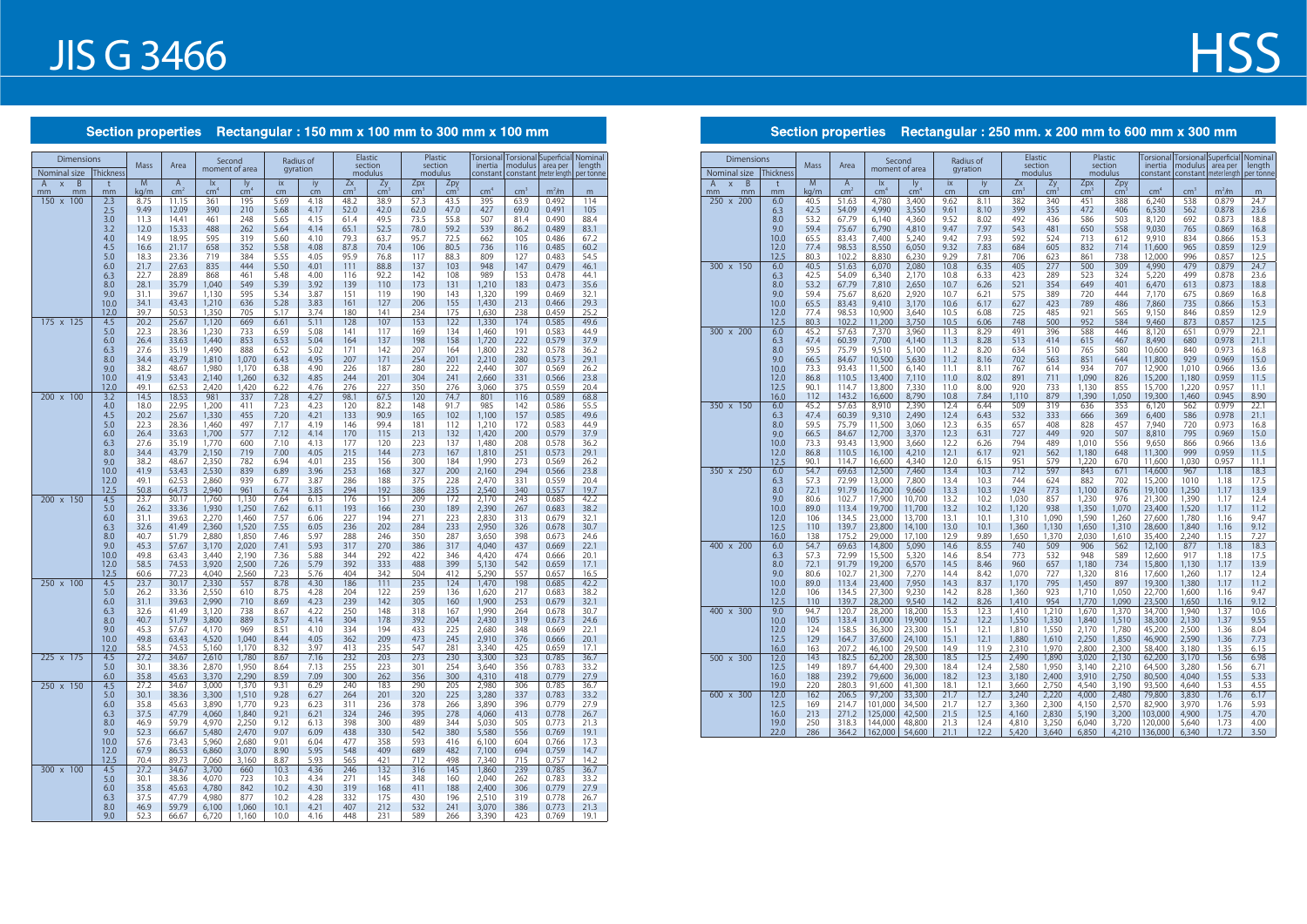# JIS G 3466

# HSS

## Section properties Rectangular : 150 mm x 100 mm to 300 mm x 100 mm

| Dimensions | | Mass | Area | Second moment of area | | Radius of gyration | | Elastic section modulus | | Plastic section modulus | | Torsional inertia constant | Torsional modulus constant | Superficial area per meter length | Nominal length per tonne |
|---|---|---|---|---|---|---|---|---|---|---|---|---|---|---|---|
| Nominal size A x B | Thickness t | M | A | Ix | Iy | ix | iy | Zx | Zy | Zpx | Zpy | | | | |
| mm mm | mm | kg/m | cm² | cm⁴ | cm⁴ | cm | cm | cm³ | cm³ | cm³ | cm³ | cm⁴ | cm³ | m²/m | m |
| 150 x 100 | 2.3 | 8.75 | 11.15 | 361 | 195 | 5.69 | 4.18 | 48.2 | 38.9 | 57.3 | 43.5 | 395 | 63.9 | 0.492 | 114 |
| | 2.5 | 9.49 | 12.09 | 390 | 210 | 5.68 | 4.17 | 52.0 | 42.0 | 62.0 | 47.0 | 427 | 69.0 | 0.491 | 105 |
| | 3.0 | 11.3 | 14.41 | 461 | 248 | 5.65 | 4.15 | 61.4 | 49.5 | 73.5 | 55.8 | 507 | 81.4 | 0.490 | 88.4 |
| | 3.2 | 12.0 | 15.33 | 488 | 262 | 5.64 | 4.14 | 65.1 | 52.5 | 78.0 | 59.2 | 539 | 86.2 | 0.489 | 83.1 |
| | 4.0 | 14.9 | 18.95 | 595 | 319 | 5.60 | 4.10 | 79.3 | 63.7 | 95.7 | 72.5 | 662 | 105 | 0.486 | 67.2 |
| | 4.5 | 16.6 | 21.17 | 658 | 352 | 5.58 | 4.08 | 87.8 | 70.4 | 106 | 80.5 | 736 | 116 | 0.485 | 60.2 |
| | 5.0 | 18.3 | 23.36 | 719 | 384 | 5.55 | 4.05 | 95.9 | 76.8 | 117 | 88.3 | 809 | 127 | 0.483 | 54.5 |
| | 6.0 | 21.7 | 27.63 | 835 | 444 | 5.50 | 4.01 | 111 | 88.8 | 137 | 103 | 948 | 147 | 0.479 | 46.1 |
| | 6.3 | 22.7 | 28.89 | 868 | 461 | 5.48 | 4.00 | 116 | 92.2 | 142 | 108 | 989 | 153 | 0.478 | 44.1 |
| | 8.0 | 28.1 | 35.79 | 1,040 | 549 | 5.39 | 3.92 | 139 | 110 | 173 | 131 | 1,210 | 183 | 0.473 | 35.6 |
| | 9.0 | 31.1 | 39.67 | 1,130 | 595 | 5.34 | 3.87 | 151 | 119 | 190 | 143 | 1,320 | 199 | 0.469 | 32.1 |
| | 10.0 | 34.1 | 43.43 | 1,210 | 636 | 5.28 | 3.83 | 161 | 127 | 206 | 155 | 1,430 | 213 | 0.466 | 29.3 |
| | 12.0 | 39.7 | 50.53 | 1,350 | 705 | 5.17 | 3.74 | 180 | 141 | 234 | 175 | 1,630 | 238 | 0.459 | 25.2 |
| 175 x 125 | 4.5 | 20.2 | 25.67 | 1,120 | 669 | 6.61 | 5.11 | 128 | 107 | 153 | 122 | 1,330 | 174 | 0.585 | 49.6 |
| | 5.0 | 22.3 | 28.36 | 1,230 | 733 | 6.59 | 5.08 | 141 | 117 | 169 | 134 | 1,460 | 191 | 0.583 | 44.9 |
| | 6.0 | 26.4 | 33.63 | 1,440 | 853 | 6.53 | 5.04 | 164 | 137 | 198 | 158 | 1,720 | 222 | 0.579 | 37.9 |
| | 6.3 | 27.6 | 35.19 | 1,490 | 888 | 6.52 | 5.02 | 171 | 142 | 207 | 164 | 1,800 | 232 | 0.578 | 36.2 |
| | 8.0 | 34.4 | 43.79 | 1,810 | 1,070 | 6.43 | 4.95 | 207 | 171 | 254 | 201 | 2,210 | 280 | 0.573 | 29.1 |
| | 9.0 | 38.2 | 48.67 | 1,980 | 1,170 | 6.38 | 4.90 | 226 | 187 | 280 | 222 | 2,440 | 307 | 0.569 | 26.2 |
| | 10.0 | 41.9 | 53.43 | 2,140 | 1,260 | 6.32 | 4.85 | 244 | 201 | 304 | 241 | 2,660 | 331 | 0.566 | 23.8 |
| | 12.0 | 49.1 | 62.53 | 2,420 | 1,420 | 6.22 | 4.76 | 276 | 227 | 350 | 276 | 3,060 | 375 | 0.559 | 20.4 |
| 200 x 100 | 3.2 | 14.5 | 18.53 | 981 | 337 | 7.28 | 4.27 | 98.1 | 67.5 | 120 | 74.7 | 801 | 116 | 0.589 | 68.8 |
| | 4.0 | 18.0 | 22.95 | 1,200 | 411 | 7.23 | 4.23 | 120 | 82.2 | 148 | 91.7 | 985 | 142 | 0.586 | 55.5 |
| | 4.5 | 20.2 | 25.67 | 1,330 | 455 | 7.20 | 4.21 | 133 | 90.9 | 165 | 102 | 1,100 | 157 | 0.585 | 49.6 |
| | 5.0 | 22.3 | 28.36 | 1,460 | 497 | 7.17 | 4.19 | 146 | 99.4 | 181 | 112 | 1,210 | 172 | 0.583 | 44.9 |
| | 6.0 | 26.4 | 33.63 | 1,700 | 577 | 7.12 | 4.14 | 170 | 115 | 213 | 132 | 1,420 | 200 | 0.579 | 37.9 |
| | 6.3 | 27.6 | 35.19 | 1,770 | 600 | 7.10 | 4.13 | 177 | 120 | 223 | 137 | 1,480 | 208 | 0.578 | 36.2 |
| | 8.0 | 34.4 | 43.79 | 2,150 | 719 | 7.00 | 4.05 | 215 | 144 | 273 | 167 | 1,810 | 251 | 0.573 | 29.1 |
| | 9.0 | 38.2 | 48.67 | 2,350 | 782 | 6.94 | 4.01 | 235 | 156 | 300 | 184 | 1,990 | 273 | 0.569 | 26.2 |
| | 10.0 | 41.9 | 53.43 | 2,530 | 839 | 6.89 | 3.96 | 253 | 168 | 327 | 200 | 2,160 | 294 | 0.566 | 23.8 |
| | 12.0 | 49.1 | 62.53 | 2,860 | 939 | 6.77 | 3.87 | 286 | 188 | 375 | 228 | 2,470 | 331 | 0.559 | 20.4 |
| | 12.5 | 50.8 | 64.73 | 2,940 | 961 | 6.74 | 3.85 | 294 | 192 | 386 | 235 | 2,540 | 340 | 0.557 | 19.7 |
| 200 x 150 | 4.5 | 23.7 | 30.17 | 1,760 | 1,130 | 7.64 | 6.13 | 176 | 151 | 209 | 172 | 2,170 | 243 | 0.685 | 42.2 |
| | 5.0 | 26.2 | 33.36 | 1,930 | 1,250 | 7.62 | 6.11 | 193 | 166 | 230 | 189 | 2,390 | 267 | 0.683 | 38.2 |
| | 6.0 | 31.1 | 39.63 | 2,270 | 1,460 | 7.57 | 6.06 | 227 | 194 | 271 | 223 | 2,830 | 313 | 0.679 | 32.1 |
| | 6.3 | 32.6 | 41.49 | 2,360 | 1,520 | 7.55 | 6.05 | 236 | 202 | 284 | 233 | 2,950 | 326 | 0.678 | 30.7 |
| | 8.0 | 40.7 | 51.79 | 2,880 | 1,850 | 7.46 | 5.97 | 288 | 246 | 350 | 287 | 3,650 | 398 | 0.673 | 24.6 |
| | 9.0 | 45.3 | 57.67 | 3,170 | 2,020 | 7.41 | 5.93 | 317 | 270 | 386 | 317 | 4,040 | 437 | 0.669 | 22.1 |
| | 10.0 | 49.8 | 63.43 | 3,440 | 2,190 | 7.36 | 5.88 | 344 | 292 | 422 | 346 | 4,420 | 474 | 0.666 | 20.1 |
| | 12.0 | 58.5 | 74.53 | 3,920 | 2,500 | 7.26 | 5.79 | 392 | 333 | 488 | 399 | 5,130 | 542 | 0.659 | 17.1 |
| | 12.5 | 60.6 | 77.23 | 4,040 | 2,560 | 7.23 | 5.76 | 404 | 342 | 504 | 412 | 5,290 | 557 | 0.657 | 16.5 |
| 250 x 100 | 4.5 | 23.7 | 30.17 | 2,330 | 557 | 8.78 | 4.30 | 186 | 111 | 235 | 124 | 1,470 | 198 | 0.685 | 42.2 |
| | 5.0 | 26.2 | 33.36 | 2,550 | 610 | 8.75 | 4.28 | 204 | 122 | 259 | 136 | 1,620 | 217 | 0.683 | 38.2 |
| | 6.0 | 31.1 | 39.63 | 2,990 | 710 | 8.69 | 4.23 | 239 | 142 | 305 | 160 | 1,900 | 253 | 0.679 | 32.1 |
| | 6.3 | 32.6 | 41.49 | 3,120 | 738 | 8.67 | 4.22 | 250 | 148 | 318 | 167 | 1,990 | 264 | 0.678 | 30.7 |
| | 8.0 | 40.7 | 51.79 | 3,800 | 889 | 8.57 | 4.14 | 304 | 178 | 392 | 204 | 2,430 | 319 | 0.673 | 24.6 |
| | 9.0 | 45.3 | 57.67 | 4,170 | 969 | 8.51 | 4.10 | 334 | 194 | 433 | 225 | 2,680 | 348 | 0.669 | 22.1 |
| | 10.0 | 49.8 | 63.43 | 4,520 | 1,040 | 8.44 | 4.05 | 362 | 209 | 473 | 245 | 2,910 | 376 | 0.666 | 20.1 |
| | 12.0 | 58.5 | 74.53 | 5,160 | 1,170 | 8.32 | 3.97 | 413 | 235 | 547 | 281 | 3,340 | 425 | 0.659 | 17.1 |
| 225 x 175 | 4.5 | 27.2 | 34.67 | 2,610 | 1,780 | 8.67 | 7.16 | 232 | 203 | 273 | 230 | 3,300 | 323 | 0.785 | 36.7 |
| | 5.0 | 30.1 | 38.36 | 2,870 | 1,950 | 8.64 | 7.13 | 255 | 223 | 301 | 254 | 3,640 | 356 | 0.783 | 33.2 |
| | 6.0 | 35.8 | 45.63 | 3,370 | 2,290 | 8.59 | 7.09 | 300 | 262 | 356 | 300 | 4,310 | 418 | 0.779 | 27.9 |
| 250 x 150 | 4.5 | 27.2 | 34.67 | 3,000 | 1,370 | 9.31 | 6.29 | 240 | 183 | 290 | 205 | 2,980 | 306 | 0.785 | 36.7 |
| | 5.0 | 30.1 | 38.36 | 3,300 | 1,510 | 9.28 | 6.27 | 264 | 201 | 320 | 225 | 3,280 | 337 | 0.783 | 33.2 |
| | 6.0 | 35.8 | 45.63 | 3,890 | 1,770 | 9.23 | 6.23 | 311 | 236 | 378 | 266 | 3,890 | 396 | 0.779 | 27.9 |
| | 6.3 | 37.5 | 47.79 | 4,060 | 1,840 | 9.21 | 6.21 | 324 | 246 | 395 | 278 | 4,060 | 413 | 0.778 | 26.7 |
| | 8.0 | 46.9 | 59.79 | 4,970 | 2,250 | 9.12 | 6.13 | 398 | 300 | 489 | 344 | 5,030 | 505 | 0.773 | 21.3 |
| | 9.0 | 52.3 | 66.67 | 5,480 | 2,470 | 9.07 | 6.09 | 438 | 330 | 542 | 380 | 5,580 | 556 | 0.769 | 19.1 |
| | 10.0 | 57.6 | 73.43 | 5,960 | 2,680 | 9.01 | 6.04 | 477 | 358 | 593 | 416 | 6,100 | 604 | 0.766 | 17.3 |
| | 12.0 | 67.9 | 86.53 | 6,860 | 3,070 | 8.90 | 5.95 | 548 | 409 | 689 | 482 | 7,100 | 694 | 0.759 | 14.7 |
| | 12.5 | 70.4 | 89.73 | 7,060 | 3,160 | 8.87 | 5.93 | 565 | 421 | 712 | 498 | 7,340 | 715 | 0.757 | 14.2 |
| 300 x 100 | 4.5 | 27.2 | 34.67 | 3,700 | 660 | 10.3 | 4.36 | 246 | 132 | 316 | 145 | 1,860 | 239 | 0.785 | 36.7 |
| | 5.0 | 30.1 | 38.36 | 4,070 | 723 | 10.3 | 4.34 | 271 | 145 | 348 | 160 | 2,040 | 262 | 0.783 | 33.2 |
| | 6.0 | 35.8 | 45.63 | 4,780 | 842 | 10.2 | 4.30 | 319 | 168 | 411 | 188 | 2,400 | 306 | 0.779 | 27.9 |
| | 6.3 | 37.5 | 47.79 | 4,980 | 877 | 10.2 | 4.28 | 332 | 175 | 430 | 196 | 2,510 | 319 | 0.778 | 26.7 |
| | 8.0 | 46.9 | 59.79 | 6,100 | 1,060 | 10.1 | 4.21 | 407 | 212 | 532 | 241 | 3,070 | 386 | 0.773 | 21.3 |
| | 9.0 | 52.3 | 66.67 | 6,720 | 1,160 | 10.0 | 4.16 | 448 | 231 | 589 | 266 | 3,390 | 423 | 0.769 | 19.1 |

## Section properties Rectangular : 250 mm x 200 mm to 600 mm x 300 mm

| Dimensions | | Mass | Area | Second moment of area | | Radius of gyration | | Elastic section modulus | | Plastic section modulus | | Torsional inertia constant | Torsional modulus constant | Superficial area per meter length | Nominal length per tonne |
|---|---|---|---|---|---|---|---|---|---|---|---|---|---|---|---|
| Nominal size A x B | Thickness t | M | A | Ix | Iy | ix | iy | Zx | Zy | Zpx | Zpy | | | | |
| mm mm | mm | kg/m | cm² | cm⁴ | cm⁴ | cm | cm | cm³ | cm³ | cm³ | cm³ | cm⁴ | cm³ | m²/m | m |
| 250 x 200 | 6.0 | 40.5 | 51.63 | 4,780 | 3,400 | 9.62 | 8.11 | 382 | 340 | 451 | 388 | 6,240 | 538 | 0.879 | 24.7 |
| | 6.3 | 42.5 | 54.09 | 4,990 | 3,550 | 9.61 | 8.10 | 399 | 355 | 472 | 406 | 6,530 | 562 | 0.878 | 23.6 |
| | 8.0 | 53.2 | 67.79 | 6,140 | 4,360 | 9.52 | 8.02 | 492 | 436 | 586 | 503 | 8,120 | 692 | 0.873 | 18.8 |
| | 9.0 | 59.4 | 75.67 | 6,790 | 4,810 | 9.47 | 7.97 | 543 | 481 | 650 | 558 | 9,030 | 765 | 0.869 | 16.8 |
| | 10.0 | 65.5 | 83.43 | 7,400 | 5,240 | 9.42 | 7.93 | 592 | 524 | 713 | 612 | 9,910 | 834 | 0.866 | 15.3 |
| | 12.0 | 77.4 | 98.53 | 8,550 | 6,050 | 9.32 | 7.83 | 684 | 605 | 832 | 714 | 11,600 | 965 | 0.859 | 12.9 |
| | 12.5 | 80.3 | 102.2 | 8,830 | 6,230 | 9.29 | 7.81 | 706 | 623 | 861 | 738 | 12,000 | 996 | 0.857 | 12.5 |
| 300 x 150 | 6.0 | 40.5 | 51.63 | 6,070 | 2,080 | 10.8 | 6.35 | 405 | 277 | 500 | 309 | 4,990 | 479 | 0.879 | 24.7 |
| | 6.3 | 42.5 | 54.09 | 6,340 | 2,170 | 10.8 | 6.33 | 423 | 289 | 523 | 324 | 5,220 | 499 | 0.878 | 23.6 |
| | 8.0 | 53.2 | 67.79 | 7,810 | 2,650 | 10.7 | 6.26 | 521 | 354 | 649 | 401 | 6,470 | 613 | 0.873 | 18.8 |
| | 9.0 | 59.4 | 75.67 | 8,620 | 2,920 | 10.7 | 6.21 | 575 | 389 | 720 | 444 | 7,170 | 675 | 0.869 | 16.8 |
| | 10.0 | 65.5 | 83.43 | 9,410 | 3,170 | 10.6 | 6.17 | 627 | 423 | 789 | 486 | 7,860 | 735 | 0.866 | 15.3 |
| | 12.0 | 77.4 | 98.53 | 10,900 | 3,640 | 10.5 | 6.08 | 725 | 485 | 921 | 565 | 9,150 | 846 | 0.859 | 12.9 |
| | 12.5 | 80.3 | 102.2 | 11,200 | 3,750 | 10.5 | 6.06 | 748 | 500 | 952 | 584 | 9,460 | 873 | 0.857 | 12.5 |
| 300 x 200 | 6.0 | 45.2 | 57.63 | 7,370 | 3,960 | 11.3 | 8.29 | 491 | 396 | 588 | 446 | 8,120 | 651 | 0.979 | 22.1 |
| | 6.3 | 47.4 | 60.39 | 7,700 | 4,140 | 11.3 | 8.28 | 513 | 414 | 615 | 467 | 8,490 | 680 | 0.978 | 21.1 |
| | 8.0 | 59.5 | 75.79 | 9,510 | 5,100 | 11.2 | 8.20 | 634 | 510 | 765 | 580 | 10,600 | 840 | 0.973 | 16.8 |
| | 9.0 | 66.5 | 84.67 | 10,500 | 5,630 | 11.2 | 8.16 | 702 | 563 | 851 | 644 | 11,800 | 929 | 0.969 | 15.0 |
| | 10.0 | 73.3 | 93.43 | 11,500 | 6,140 | 11.1 | 8.11 | 767 | 614 | 934 | 707 | 12,900 | 1,010 | 0.966 | 13.6 |
| | 12.0 | 86.8 | 110.5 | 13,400 | 7,110 | 11.0 | 8.02 | 891 | 711 | 1,090 | 826 | 15,200 | 1,180 | 0.959 | 11.5 |
| | 12.5 | 90.1 | 114.7 | 13,800 | 7,330 | 11.0 | 8.00 | 920 | 733 | 1,130 | 855 | 15,700 | 1,220 | 0.957 | 11.1 |
| | 16.0 | 112 | 143.2 | 16,600 | 8,790 | 10.8 | 7.84 | 1,110 | 879 | 1,390 | 1,050 | 19,300 | 1,460 | 0.945 | 8.90 |
| 350 x 150 | 6.0 | 45.2 | 57.63 | 8,910 | 2,390 | 12.4 | 6.44 | 509 | 319 | 636 | 353 | 6,120 | 562 | 0.979 | 22.1 |
| | 6.3 | 47.4 | 60.39 | 9,310 | 2,490 | 12.4 | 6.43 | 532 | 333 | 666 | 369 | 6,400 | 586 | 0.978 | 21.1 |
| | 8.0 | 59.5 | 75.79 | 11,500 | 3,060 | 12.3 | 6.35 | 657 | 408 | 828 | 457 | 7,940 | 720 | 0.973 | 16.8 |
| | 9.0 | 66.5 | 84.67 | 12,700 | 3,370 | 12.3 | 6.31 | 727 | 449 | 920 | 507 | 8,810 | 795 | 0.969 | 15.0 |
| | 10.0 | 73.3 | 93.43 | 13,900 | 3,660 | 12.2 | 6.26 | 794 | 489 | 1,010 | 556 | 9,650 | 866 | 0.966 | 13.6 |
| | 12.0 | 86.8 | 110.5 | 16,100 | 4,210 | 12.1 | 6.17 | 921 | 562 | 1,180 | 648 | 11,300 | 999 | 0.959 | 11.5 |
| | 12.5 | 90.1 | 114.7 | 16,600 | 4,340 | 12.0 | 6.15 | 951 | 579 | 1,220 | 670 | 11,600 | 1,030 | 0.957 | 11.1 |
| 350 x 250 | 6.0 | 54.7 | 69.63 | 12,500 | 7,460 | 13.4 | 10.3 | 712 | 597 | 843 | 671 | 14,600 | 967 | 1.18 | 18.3 |
| | 6.3 | 57.3 | 72.99 | 13,000 | 7,800 | 13.4 | 10.3 | 744 | 624 | 882 | 702 | 15,200 | 1010 | 1.18 | 17.5 |
| | 8.0 | 72.1 | 91.79 | 16,200 | 9,660 | 13.3 | 10.3 | 924 | 773 | 1,100 | 876 | 19,100 | 1,250 | 1.17 | 13.9 |
| | 9.0 | 80.6 | 102.7 | 17,900 | 10,700 | 13.2 | 10.2 | 1,030 | 857 | 1,230 | 976 | 21,300 | 1,390 | 1.17 | 12.4 |
| | 10.0 | 89.0 | 113.4 | 19,700 | 11,700 | 13.2 | 10.2 | 1,120 | 938 | 1,350 | 1,070 | 23,400 | 1,520 | 1.17 | 11.2 |
| | 12.0 | 106 | 134.5 | 23,000 | 13,700 | 13.1 | 10.1 | 1,310 | 1,090 | 1,590 | 1,260 | 27,600 | 1,780 | 1.16 | 9.47 |
| | 12.5 | 110 | 139.7 | 23,800 | 14,100 | 13.0 | 10.1 | 1,360 | 1,130 | 1,650 | 1,310 | 28,600 | 1,840 | 1.16 | 9.12 |
| | 16.0 | 138 | 175.2 | 29,000 | 17,100 | 12.9 | 9.89 | 1,650 | 1,370 | 2,030 | 1,610 | 35,400 | 2,240 | 1.15 | 7.27 |
| 400 x 200 | 6.0 | 54.7 | 69.63 | 14,800 | 5,090 | 14.6 | 8.55 | 740 | 509 | 906 | 562 | 12,100 | 877 | 1.18 | 18.3 |
| | 6.3 | 57.3 | 72.99 | 15,500 | 5,320 | 14.6 | 8.54 | 773 | 532 | 948 | 589 | 12,600 | 917 | 1.18 | 17.5 |
| | 8.0 | 72.1 | 91.79 | 19,200 | 6,570 | 14.5 | 8.46 | 960 | 657 | 1,180 | 734 | 15,800 | 1,130 | 1.17 | 13.9 |
| | 9.0 | 80.6 | 102.7 | 21,300 | 7,270 | 14.4 | 8.42 | 1,070 | 727 | 1,320 | 816 | 17,600 | 1,260 | 1.17 | 12.4 |
| | 10.0 | 89.0 | 113.4 | 23,400 | 7,950 | 14.3 | 8.37 | 1,170 | 795 | 1,450 | 897 | 19,300 | 1,380 | 1.17 | 11.2 |
| | 12.0 | 106 | 134.5 | 27,300 | 9,230 | 14.2 | 8.28 | 1,360 | 923 | 1,710 | 1,050 | 22,700 | 1,600 | 1.16 | 9.47 |
| | 12.5 | 110 | 139.7 | 28,200 | 9,540 | 14.2 | 8.26 | 1,410 | 954 | 1,770 | 1,090 | 23,500 | 1,650 | 1.16 | 9.12 |
| 400 x 300 | 9.0 | 94.7 | 120.7 | 28,200 | 18,200 | 15.3 | 12.3 | 1,410 | 1,210 | 1,670 | 1,370 | 34,700 | 1,940 | 1.37 | 10.6 |
| | 10.0 | 105 | 133.4 | 31,000 | 19,900 | 15.2 | 12.2 | 1,550 | 1,330 | 1,840 | 1,510 | 38,300 | 2,130 | 1.37 | 9.55 |
| | 12.0 | 124 | 158.5 | 36,300 | 23,300 | 15.1 | 12.1 | 1,810 | 1,550 | 2,170 | 1,780 | 45,200 | 2,500 | 1.36 | 8.04 |
| | 12.5 | 129 | 164.7 | 37,600 | 24,100 | 15.1 | 12.1 | 1,880 | 1,610 | 2,250 | 1,850 | 46,900 | 2,590 | 1.36 | 7.73 |
| | 16.0 | 163 | 207.2 | 46,100 | 29,500 | 14.9 | 11.9 | 2,310 | 1,970 | 2,800 | 2,300 | 58,400 | 3,180 | 1.35 | 6.15 |
| 500 x 300 | 12.0 | 143 | 182.5 | 62,200 | 28,300 | 18.5 | 12.5 | 2,490 | 1,890 | 3,020 | 2,130 | 62,200 | 3,170 | 1.56 | 6.98 |
| | 12.5 | 149 | 189.7 | 64,400 | 29,300 | 18.4 | 12.4 | 2,580 | 1,950 | 3,140 | 2,210 | 64,500 | 3,280 | 1.56 | 6.71 |
| | 16.0 | 188 | 239.2 | 79,600 | 36,000 | 18.2 | 12.3 | 3,180 | 2,400 | 3,910 | 2,750 | 80,500 | 4,040 | 1.55 | 5.33 |
| | 19.0 | 220 | 280.3 | 91,600 | 41,300 | 18.1 | 12.1 | 3,660 | 2,750 | 4,540 | 3,190 | 93,500 | 4,640 | 1.53 | 4.55 |
| 600 x 300 | 12.0 | 162 | 206.5 | 97,200 | 33,300 | 21.7 | 12.7 | 3,240 | 2,220 | 4,000 | 2,480 | 79,800 | 3,830 | 1.76 | 6.17 |
| | 12.5 | 169 | 214.7 | 101,000 | 34,500 | 21.7 | 12.7 | 3,360 | 2,300 | 4,150 | 2,570 | 82,900 | 3,970 | 1.76 | 5.93 |
| | 16.0 | 213 | 271.2 | 125,000 | 42,500 | 21.5 | 12.5 | 4,160 | 2,830 | 5,190 | 3,200 | 103,000 | 4,900 | 1.75 | 4.70 |
| | 19.0 | 250 | 318.3 | 144,000 | 48,800 | 21.3 | 12.4 | 4,810 | 3,250 | 6,040 | 3,720 | 120,000 | 5,640 | 1.73 | 4.00 |
| | 22.0 | 286 | 364.2 | 162,000 | 54,600 | 21.1 | 12.2 | 5,420 | 3,640 | 6,850 | 4,210 | 136,000 | 6,340 | 1.72 | 3.50 |